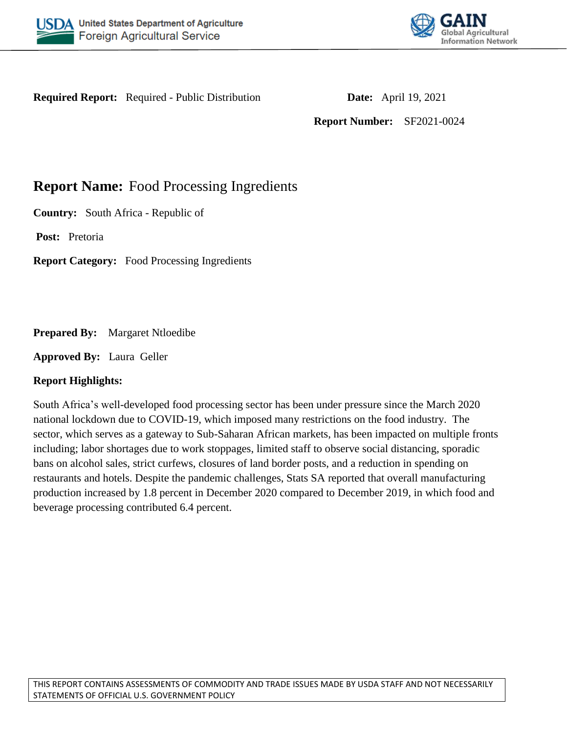**Required Report:** Required - Public Distribution

**Date:** April 19, 2021

**Report Number:** SF2021-0024

# **Report Name:** Food Processing Ingredients

**Country:** South Africa - Republic of

**Post:** Pretoria

**Report Category:** Food Processing Ingredients

**Prepared By:** Margaret Ntloedibe

**Approved By:** Laura Geller

**Report Highlights:**

South Africa's well-developed food processing sector has been under pressure since the March 2020 national lockdown due to COVID-19, which imposed many restrictions on the food industry. The sector, which serves as a gateway to Sub-Saharan African markets, has been impacted on multiple fronts including; labor shortages due to work stoppages, limited staff to observe social distancing, sporadic bans on alcohol sales, strict curfews, closures of land border posts, and a reduction in spending on restaurants and hotels. Despite the pandemic challenges, Stats SA reported that overall manufacturing production increased by 1.8 percent in December 2020 compared to December 2019, in which food and beverage processing contributed 6.4 percent.

THIS REPORT CONTAINS ASSESSMENTS OF COMMODITY AND TRADE ISSUES MADE BY USDA STAFF AND NOT NECESSARILY STATEMENTS OF OFFICIAL U.S. GOVERNMENT POLICY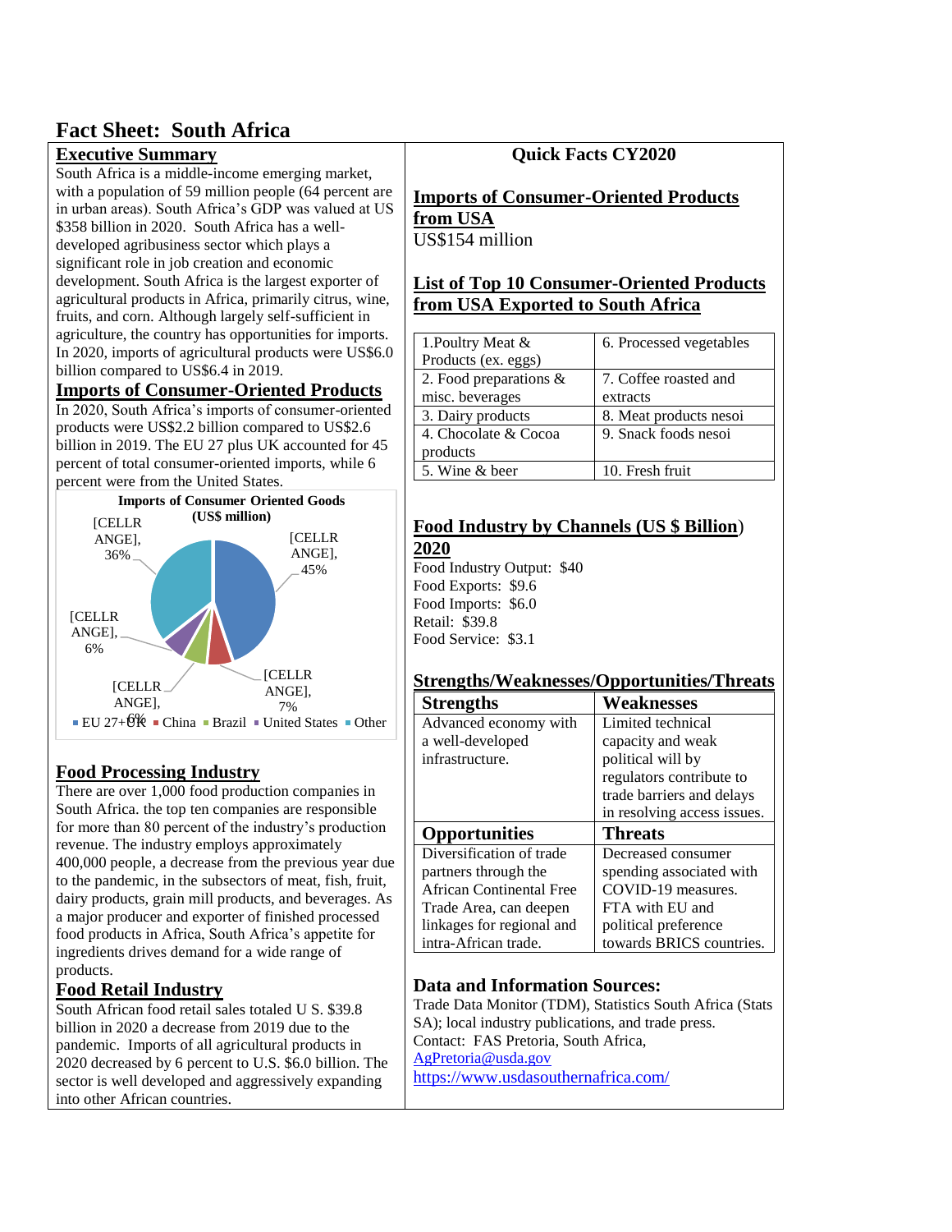# Fact Sheet: South Africa

## Executive Summary

South Africa is a middle-income emerging market, with a population of 59 million people (64 percent are in urban areas). South Africa's GDP was valued at US $358 billion in 2020. South Africa has a well-developed agribusiness sector which plays a significant role in job creation and economic development. South Africa is the largest exporter of agricultural products in Africa, primarily citrus, wine, fruits, and corn. Although largely self-sufficient in agriculture, the country has opportunities for imports. In 2020, imports of agricultural products were US$6.0 billion compared to US$6.4 in 2019.

## Imports of Consumer-Oriented Products

In 2020, South Africa's imports of consumer-oriented products were US$2.2 billion compared to US$2.6 billion in 2019. The EU 27 plus UK accounted for 45 percent of total consumer-oriented imports, while 6 percent were from the United States.

**Imports of Consumer Oriented Goods (US$ million)**

| Source | Share |
|---|---|
| EU 27+UK | 45% |
| China | 7% |
| Brazil | 6% |
| United States | 6% |
| Other | 36% |

## Food Processing Industry

There are over 1,000 food production companies in South Africa. the top ten companies are responsible for more than 80 percent of the industry's production revenue. The industry employs approximately 400,000 people, a decrease from the previous year due to the pandemic, in the subsectors of meat, fish, fruit, dairy products, grain mill products, and beverages. As a major producer and exporter of finished processed food products in Africa, South Africa's appetite for ingredients drives demand for a wide range of products.

## Food Retail Industry

South African food retail sales totaled U S. $39.8 billion in 2020 a decrease from 2019 due to the pandemic. Imports of all agricultural products in 2020 decreased by 6 percent to U.S. $6.0 billion. The sector is well developed and aggressively expanding into other African countries.

## Quick Facts CY2020

### Imports of Consumer-Oriented Products from USA

US$154 million

### List of Top 10 Consumer-Oriented Products from USA Exported to South Africa

| | |
|---|---|
| 1.Poultry Meat & Products (ex. eggs) | 6. Processed vegetables |
| 2. Food preparations & misc. beverages | 7. Coffee roasted and extracts |
| 3. Dairy products | 8. Meat products nesoi |
| 4. Chocolate & Cocoa products | 9. Snack foods nesoi |
| 5. Wine & beer | 10. Fresh fruit |

### Food Industry by Channels (US $ Billion) 2020

Food Industry Output: $40
Food Exports: $9.6
Food Imports: $6.0
Retail: $39.8
Food Service: $3.1

### Strengths/Weaknesses/Opportunities/Threats

| Strengths | Weaknesses |
|---|---|
| Advanced economy with a well-developed infrastructure. | Limited technical capacity and weak political will by regulators contribute to trade barriers and delays in resolving access issues. |
| **Opportunities** | **Threats** |
| Diversification of trade partners through the African Continental Free Trade Area, can deepen linkages for regional and intra-African trade. | Decreased consumer spending associated with COVID-19 measures. FTA with EU and political preference towards BRICS countries. |

### Data and Information Sources:

Trade Data Monitor (TDM), Statistics South Africa (Stats SA); local industry publications, and trade press.
Contact: FAS Pretoria, South Africa, AgPretoria@usda.gov
https://www.usdasouthernafrica.com/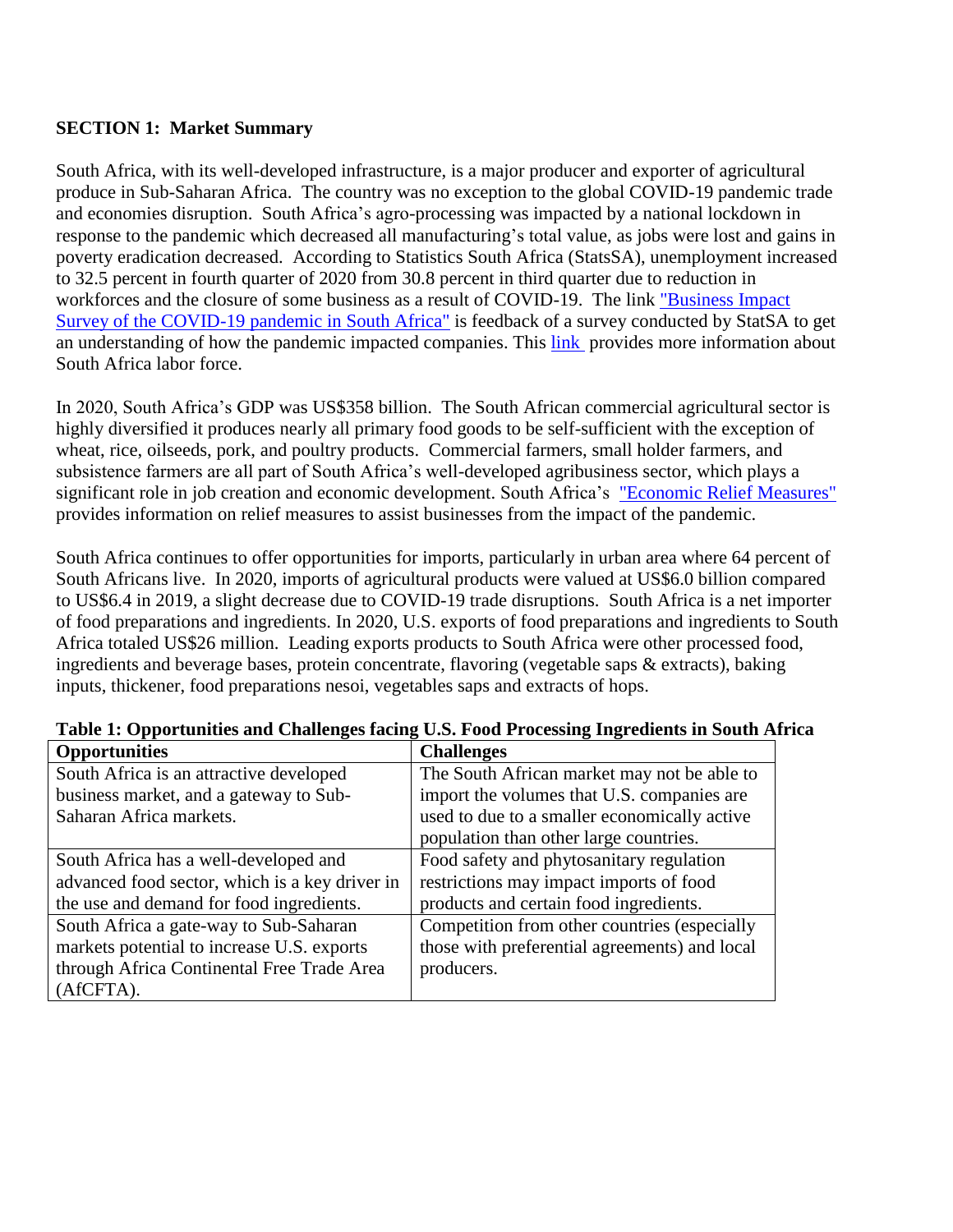**SECTION 1: Market Summary**

South Africa, with its well-developed infrastructure, is a major producer and exporter of agricultural produce in Sub-Saharan Africa. The country was no exception to the global COVID-19 pandemic trade and economies disruption. South Africa's agro-processing was impacted by a national lockdown in response to the pandemic which decreased all manufacturing's total value, as jobs were lost and gains in poverty eradication decreased. According to Statistics South Africa (StatsSA), unemployment increased to 32.5 percent in fourth quarter of 2020 from 30.8 percent in third quarter due to reduction in workforces and the closure of some business as a result of COVID-19. The link "Business Impact Survey of the COVID-19 pandemic in South Africa" is feedback of a survey conducted by StatSA to get an understanding of how the pandemic impacted companies. This link provides more information about South Africa labor force.

In 2020, South Africa's GDP was US$358 billion. The South African commercial agricultural sector is highly diversified it produces nearly all primary food goods to be self-sufficient with the exception of wheat, rice, oilseeds, pork, and poultry products. Commercial farmers, small holder farmers, and subsistence farmers are all part of South Africa's well-developed agribusiness sector, which plays a significant role in job creation and economic development. South Africa's "Economic Relief Measures" provides information on relief measures to assist businesses from the impact of the pandemic.

South Africa continues to offer opportunities for imports, particularly in urban area where 64 percent of South Africans live. In 2020, imports of agricultural products were valued at US$6.0 billion compared to US$6.4 in 2019, a slight decrease due to COVID-19 trade disruptions. South Africa is a net importer of food preparations and ingredients. In 2020, U.S. exports of food preparations and ingredients to South Africa totaled US$26 million. Leading exports products to South Africa were other processed food, ingredients and beverage bases, protein concentrate, flavoring (vegetable saps & extracts), baking inputs, thickener, food preparations nesoi, vegetables saps and extracts of hops.

**Table 1: Opportunities and Challenges facing U.S. Food Processing Ingredients in South Africa**

| Opportunities | Challenges |
|---|---|
| South Africa is an attractive developed business market, and a gateway to Sub-Saharan Africa markets. | The South African market may not be able to import the volumes that U.S. companies are used to due to a smaller economically active population than other large countries. |
| South Africa has a well-developed and advanced food sector, which is a key driver in the use and demand for food ingredients. | Food safety and phytosanitary regulation restrictions may impact imports of food products and certain food ingredients. |
| South Africa a gate-way to Sub-Saharan markets potential to increase U.S. exports through Africa Continental Free Trade Area (AfCFTA). | Competition from other countries (especially those with preferential agreements) and local producers. |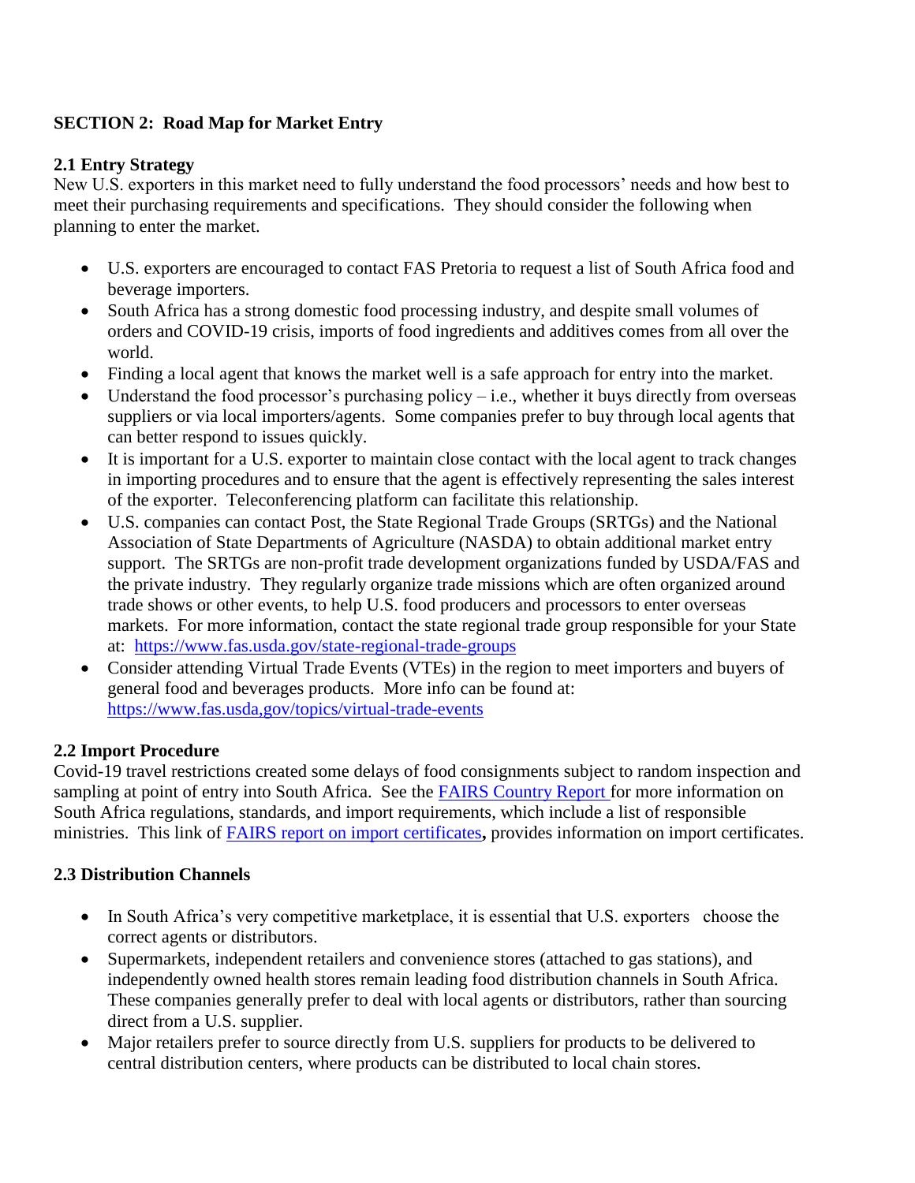## SECTION 2: Road Map for Market Entry

### 2.1 Entry Strategy

New U.S. exporters in this market need to fully understand the food processors' needs and how best to meet their purchasing requirements and specifications. They should consider the following when planning to enter the market.

- U.S. exporters are encouraged to contact FAS Pretoria to request a list of South Africa food and beverage importers.
- South Africa has a strong domestic food processing industry, and despite small volumes of orders and COVID-19 crisis, imports of food ingredients and additives comes from all over the world.
- Finding a local agent that knows the market well is a safe approach for entry into the market.
- Understand the food processor's purchasing policy – i.e., whether it buys directly from overseas suppliers or via local importers/agents. Some companies prefer to buy through local agents that can better respond to issues quickly.
- It is important for a U.S. exporter to maintain close contact with the local agent to track changes in importing procedures and to ensure that the agent is effectively representing the sales interest of the exporter. Teleconferencing platform can facilitate this relationship.
- U.S. companies can contact Post, the State Regional Trade Groups (SRTGs) and the National Association of State Departments of Agriculture (NASDA) to obtain additional market entry support. The SRTGs are non-profit trade development organizations funded by USDA/FAS and the private industry. They regularly organize trade missions which are often organized around trade shows or other events, to help U.S. food producers and processors to enter overseas markets. For more information, contact the state regional trade group responsible for your State at: https://www.fas.usda.gov/state-regional-trade-groups
- Consider attending Virtual Trade Events (VTEs) in the region to meet importers and buyers of general food and beverages products. More info can be found at: https://www.fas.usda,gov/topics/virtual-trade-events

### 2.2 Import Procedure

Covid-19 travel restrictions created some delays of food consignments subject to random inspection and sampling at point of entry into South Africa. See the FAIRS Country Report for more information on South Africa regulations, standards, and import requirements, which include a list of responsible ministries. This link of FAIRS report on import certificates**,** provides information on import certificates.

### 2.3 Distribution Channels

- In South Africa's very competitive marketplace, it is essential that U.S. exporters choose the correct agents or distributors.
- Supermarkets, independent retailers and convenience stores (attached to gas stations), and independently owned health stores remain leading food distribution channels in South Africa. These companies generally prefer to deal with local agents or distributors, rather than sourcing direct from a U.S. supplier.
- Major retailers prefer to source directly from U.S. suppliers for products to be delivered to central distribution centers, where products can be distributed to local chain stores.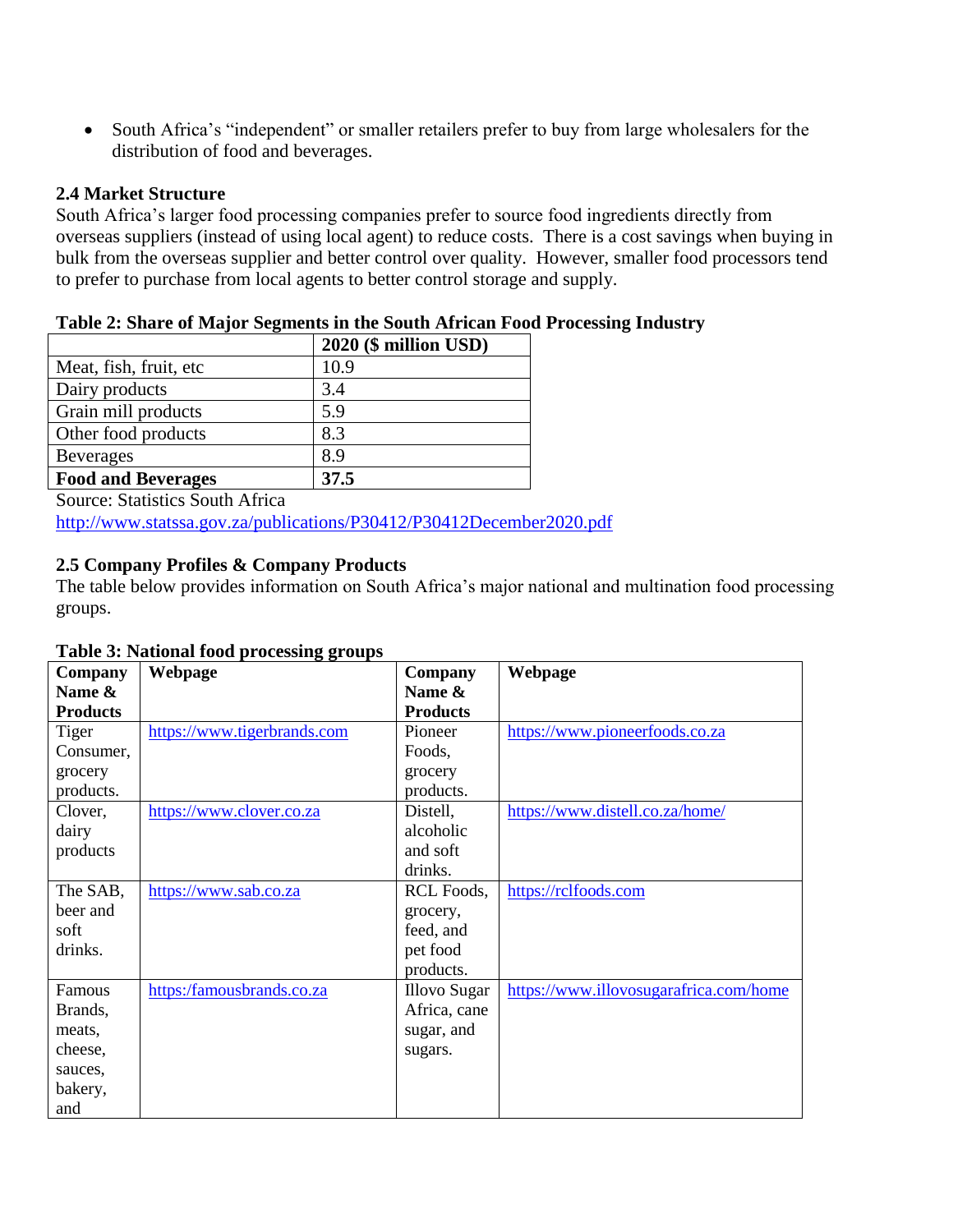- South Africa's "independent" or smaller retailers prefer to buy from large wholesalers for the distribution of food and beverages.

### 2.4 Market Structure

South Africa's larger food processing companies prefer to source food ingredients directly from overseas suppliers (instead of using local agent) to reduce costs. There is a cost savings when buying in bulk from the overseas supplier and better control over quality. However, smaller food processors tend to prefer to purchase from local agents to better control storage and supply.

**Table 2: Share of Major Segments in the South African Food Processing Industry**

| | 2020 ($ million USD) |
|---|---|
| Meat, fish, fruit, etc | 10.9 |
| Dairy products | 3.4 |
| Grain mill products | 5.9 |
| Other food products | 8.3 |
| Beverages | 8.9 |
| **Food and Beverages** | **37.5** |

Source: Statistics South Africa
http://www.statssa.gov.za/publications/P30412/P30412December2020.pdf

### 2.5 Company Profiles & Company Products

The table below provides information on South Africa's major national and multination food processing groups.

**Table 3: National food processing groups**

| Company Name & Products | Webpage | Company Name & Products | Webpage |
|---|---|---|---|
| Tiger Consumer, grocery products. | https://www.tigerbrands.com | Pioneer Foods, grocery products. | https://www.pioneerfoods.co.za |
| Clover, dairy products | https://www.clover.co.za | Distell, alcoholic and soft drinks. | https://www.distell.co.za/home/ |
| The SAB, beer and soft drinks. | https://www.sab.co.za | RCL Foods, grocery, feed, and pet food products. | https://rclfoods.com |
| Famous Brands, meats, cheese, sauces, bakery, and | https:/famousbrands.co.za | Illovo Sugar Africa, cane sugar, and sugars. | https://www.illovosugarafrica.com/home |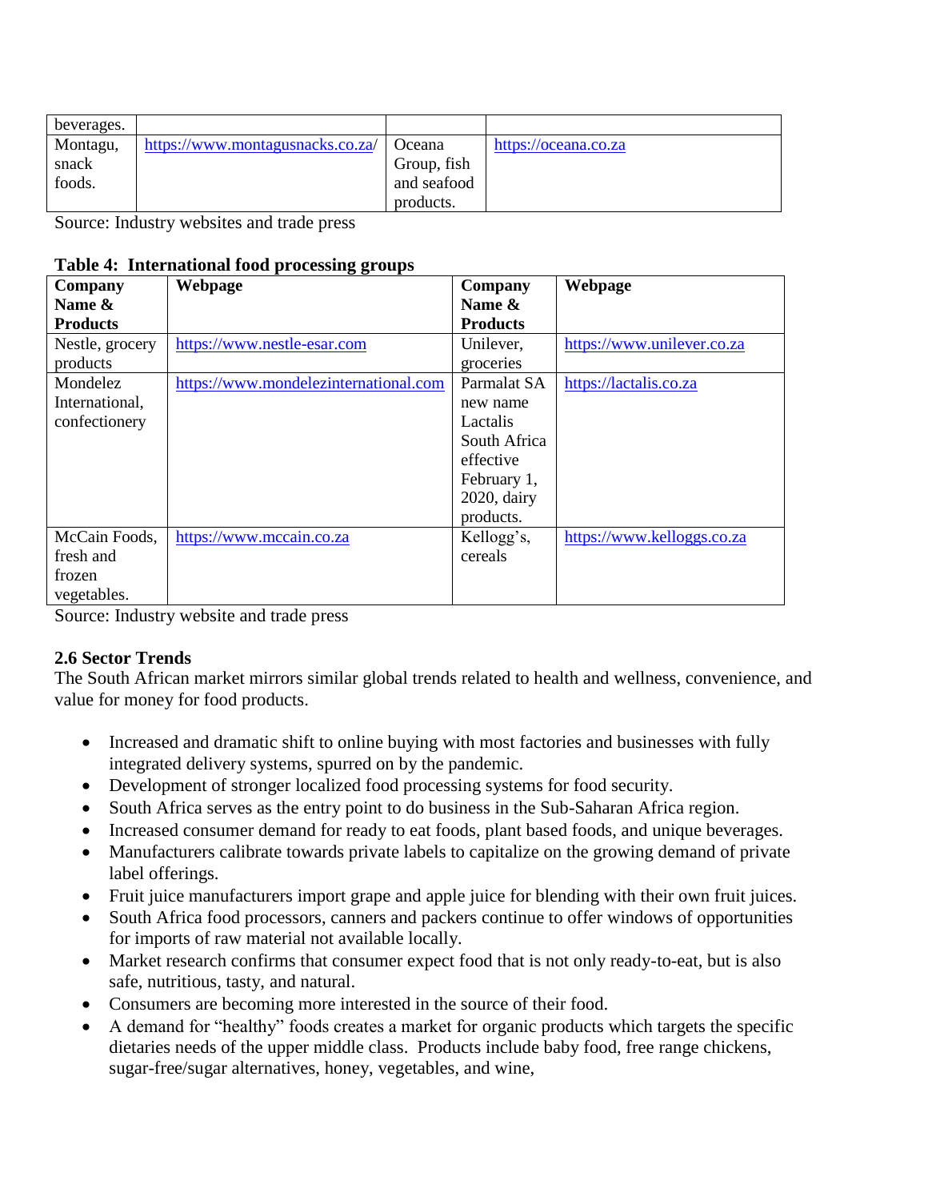| | | | |
|---|---|---|---|
| beverages. | | | |
| Montagu, snack foods. | https://www.montagusnacks.co.za/ | Oceana Group, fish and seafood products. | https://oceana.co.za |

Source: Industry websites and trade press

**Table 4: International food processing groups**

| Company Name & Products | Webpage | Company Name & Products | Webpage |
|---|---|---|---|
| Nestle, grocery products | https://www.nestle-esar.com | Unilever, groceries | https://www.unilever.co.za |
| Mondelez International, confectionery | https://www.mondelezinternational.com | Parmalat SA new name Lactalis South Africa effective February 1, 2020, dairy products. | https://lactalis.co.za |
| McCain Foods, fresh and frozen vegetables. | https://www.mccain.co.za | Kellogg's, cereals | https://www.kelloggs.co.za |

Source: Industry website and trade press

### 2.6 Sector Trends

The South African market mirrors similar global trends related to health and wellness, convenience, and value for money for food products.

- Increased and dramatic shift to online buying with most factories and businesses with fully integrated delivery systems, spurred on by the pandemic.
- Development of stronger localized food processing systems for food security.
- South Africa serves as the entry point to do business in the Sub-Saharan Africa region.
- Increased consumer demand for ready to eat foods, plant based foods, and unique beverages.
- Manufacturers calibrate towards private labels to capitalize on the growing demand of private label offerings.
- Fruit juice manufacturers import grape and apple juice for blending with their own fruit juices.
- South Africa food processors, canners and packers continue to offer windows of opportunities for imports of raw material not available locally.
- Market research confirms that consumer expect food that is not only ready-to-eat, but is also safe, nutritious, tasty, and natural.
- Consumers are becoming more interested in the source of their food.
- A demand for "healthy" foods creates a market for organic products which targets the specific dietaries needs of the upper middle class. Products include baby food, free range chickens, sugar-free/sugar alternatives, honey, vegetables, and wine,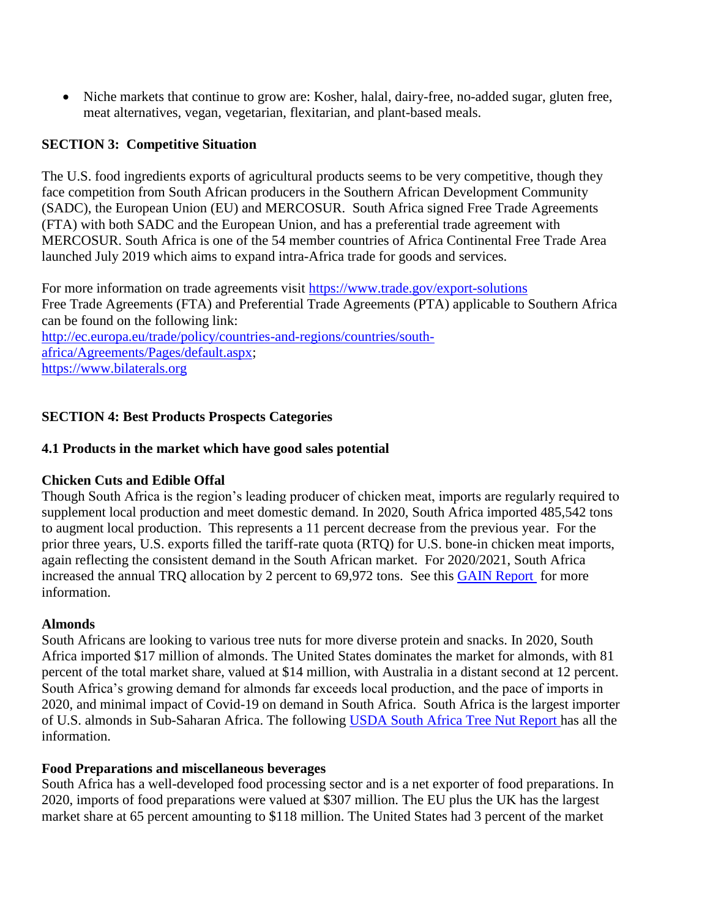- Niche markets that continue to grow are: Kosher, halal, dairy-free, no-added sugar, gluten free, meat alternatives, vegan, vegetarian, flexitarian, and plant-based meals.

## SECTION 3: Competitive Situation

The U.S. food ingredients exports of agricultural products seems to be very competitive, though they face competition from South African producers in the Southern African Development Community (SADC), the European Union (EU) and MERCOSUR. South Africa signed Free Trade Agreements (FTA) with both SADC and the European Union, and has a preferential trade agreement with MERCOSUR. South Africa is one of the 54 member countries of Africa Continental Free Trade Area launched July 2019 which aims to expand intra-Africa trade for goods and services.

For more information on trade agreements visit [https://www.trade.gov/export-solutions](https://www.trade.gov/export-solutions)
Free Trade Agreements (FTA) and Preferential Trade Agreements (PTA) applicable to Southern Africa can be found on the following link:
[http://ec.europa.eu/trade/policy/countries-and-regions/countries/south-africa/Agreements/Pages/default.aspx](http://ec.europa.eu/trade/policy/countries-and-regions/countries/south-africa/Agreements/Pages/default.aspx);
[https://www.bilaterals.org](https://www.bilaterals.org)

## SECTION 4: Best Products Prospects Categories

### 4.1 Products in the market which have good sales potential

**Chicken Cuts and Edible Offal**
Though South Africa is the region's leading producer of chicken meat, imports are regularly required to supplement local production and meet domestic demand. In 2020, South Africa imported 485,542 tons to augment local production. This represents a 11 percent decrease from the previous year. For the prior three years, U.S. exports filled the tariff-rate quota (RTQ) for U.S. bone-in chicken meat imports, again reflecting the consistent demand in the South African market. For 2020/2021, South Africa increased the annual TRQ allocation by 2 percent to 69,972 tons. See this [GAIN Report](#) for more information.

**Almonds**
South Africans are looking to various tree nuts for more diverse protein and snacks. In 2020, South Africa imported $17 million of almonds. The United States dominates the market for almonds, with 81 percent of the total market share, valued at $14 million, with Australia in a distant second at 12 percent. South Africa's growing demand for almonds far exceeds local production, and the pace of imports in 2020, and minimal impact of Covid-19 on demand in South Africa. South Africa is the largest importer of U.S. almonds in Sub-Saharan Africa. The following [USDA South Africa Tree Nut Report](#) has all the information.

**Food Preparations and miscellaneous beverages**
South Africa has a well-developed food processing sector and is a net exporter of food preparations. In 2020, imports of food preparations were valued at $307 million. The EU plus the UK has the largest market share at 65 percent amounting to $118 million. The United States had 3 percent of the market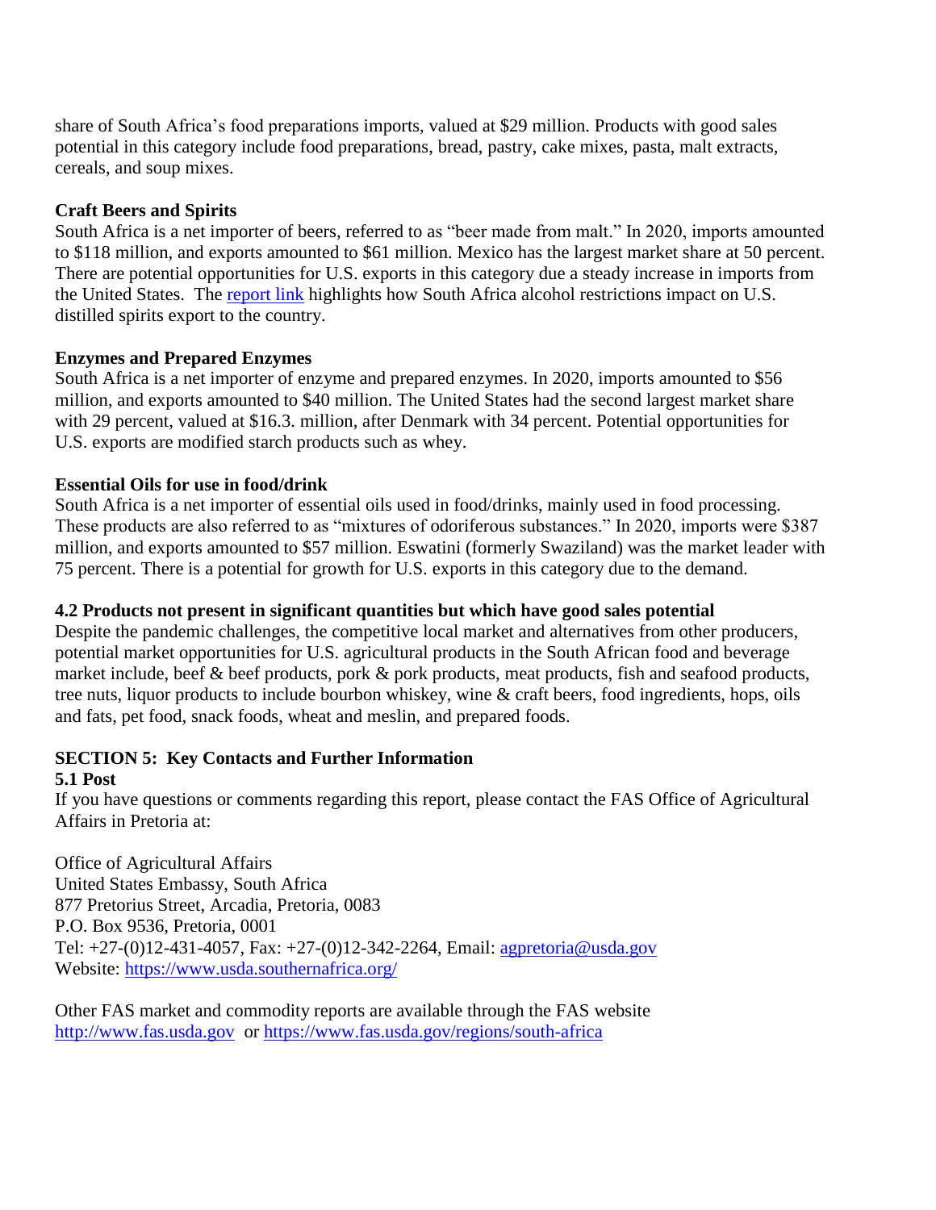share of South Africa's food preparations imports, valued at $29 million. Products with good sales potential in this category include food preparations, bread, pastry, cake mixes, pasta, malt extracts, cereals, and soup mixes.

**Craft Beers and Spirits**

South Africa is a net importer of beers, referred to as "beer made from malt." In 2020, imports amounted to $118 million, and exports amounted to $61 million. Mexico has the largest market share at 50 percent. There are potential opportunities for U.S. exports in this category due a steady increase in imports from the United States. The [report link] highlights how South Africa alcohol restrictions impact on U.S. distilled spirits export to the country.

**Enzymes and Prepared Enzymes**

South Africa is a net importer of enzyme and prepared enzymes. In 2020, imports amounted to $56 million, and exports amounted to $40 million. The United States had the second largest market share with 29 percent, valued at $16.3. million, after Denmark with 34 percent. Potential opportunities for U.S. exports are modified starch products such as whey.

**Essential Oils for use in food/drink**

South Africa is a net importer of essential oils used in food/drinks, mainly used in food processing. These products are also referred to as "mixtures of odoriferous substances." In 2020, imports were $387 million, and exports amounted to $57 million. Eswatini (formerly Swaziland) was the market leader with 75 percent. There is a potential for growth for U.S. exports in this category due to the demand.

### 4.2 Products not present in significant quantities but which have good sales potential

Despite the pandemic challenges, the competitive local market and alternatives from other producers, potential market opportunities for U.S. agricultural products in the South African food and beverage market include, beef & beef products, pork & pork products, meat products, fish and seafood products, tree nuts, liquor products to include bourbon whiskey, wine & craft beers, food ingredients, hops, oils and fats, pet food, snack foods, wheat and meslin, and prepared foods.

## SECTION 5: Key Contacts and Further Information

### 5.1 Post

If you have questions or comments regarding this report, please contact the FAS Office of Agricultural Affairs in Pretoria at:

Office of Agricultural Affairs
United States Embassy, South Africa
877 Pretorius Street, Arcadia, Pretoria, 0083
P.O. Box 9536, Pretoria, 0001
Tel: +27-(0)12-431-4057, Fax: +27-(0)12-342-2264, Email: agpretoria@usda.gov
Website: https://www.usda.southernafrica.org/

Other FAS market and commodity reports are available through the FAS website http://www.fas.usda.gov or https://www.fas.usda.gov/regions/south-africa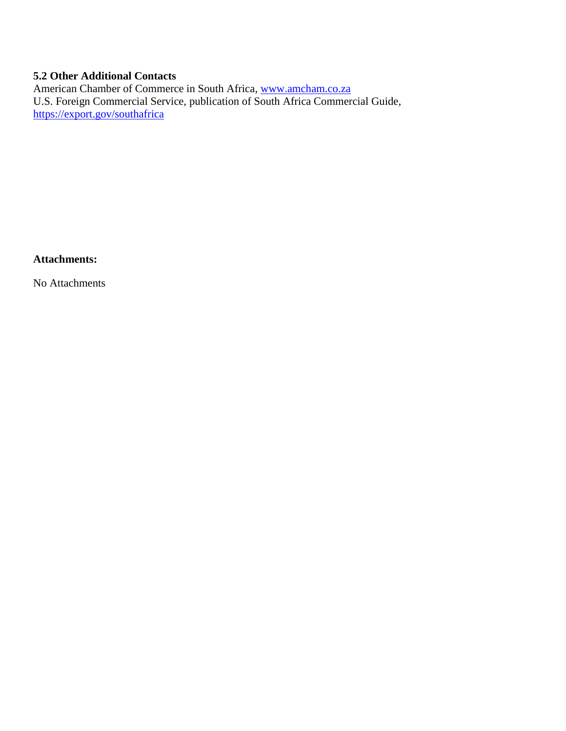### 5.2 Other Additional Contacts

American Chamber of Commerce in South Africa, www.amcham.co.za
U.S. Foreign Commercial Service, publication of South Africa Commercial Guide, https://export.gov/southafrica

**Attachments:**

No Attachments